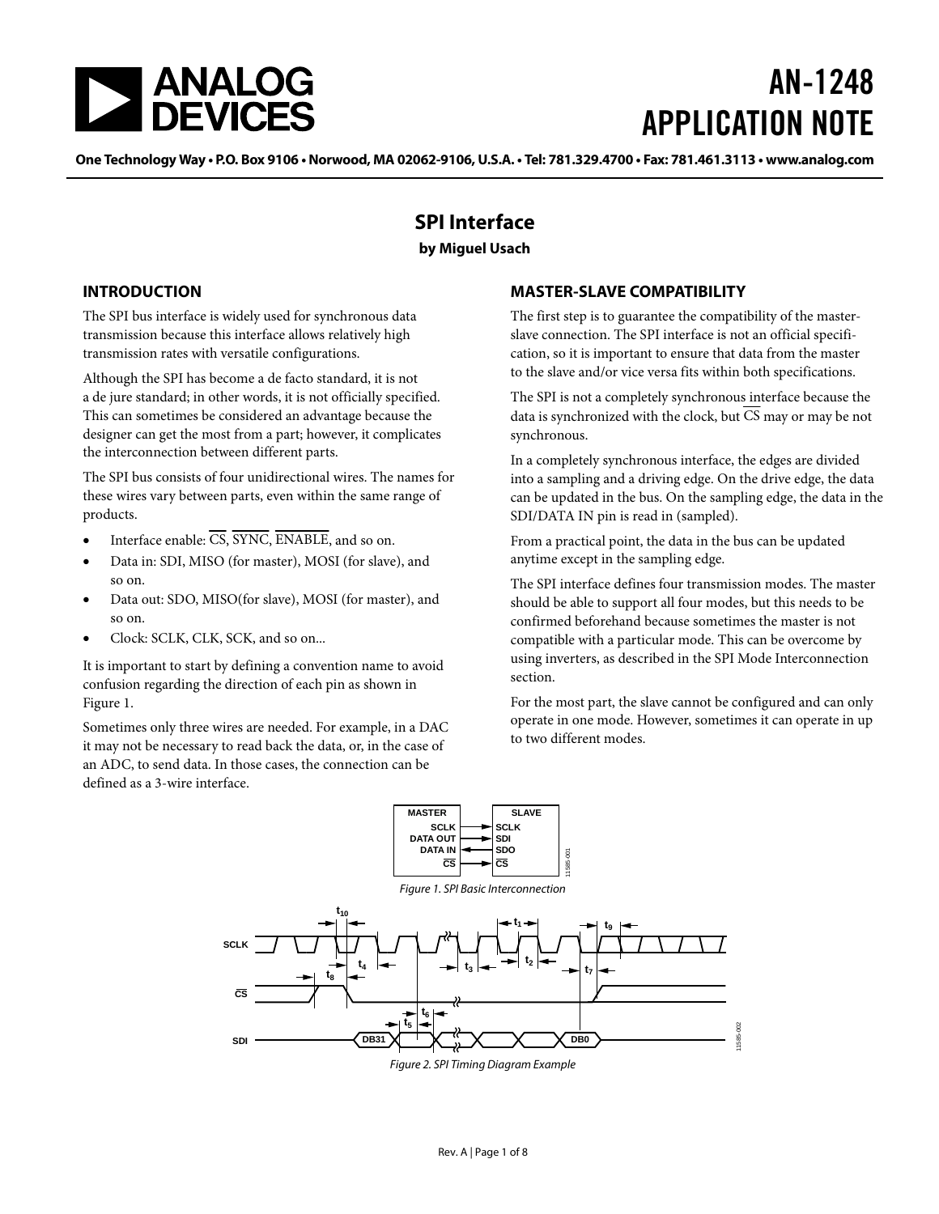# AN-1248 APPLICATION NOTE

One Technology Way • P.O. Box 9106 • Norwood, MA 02062-9106, U.S.A. • Tel: 781.329.4700 • Fax: 781.461.3113 • www.analog.com

## SPI Interface

**by Miguel Usach**

### INTRODUCTION

The SPI bus interface is widely used for synchronous data transmission because this interface allows relatively high transmission rates with versatile configurations.

Although the SPI has become a de facto standard, it is not a de jure standard; in other words, it is not officially specified. This can sometimes be considered an advantage because the designer can get the most from a part; however, it complicates the interconnection between different parts.

The SPI bus consists of four unidirectional wires. The names for these wires vary between parts, even within the same range of products.

- Interface enable: $\overline{CS}$, $\overline{SYNC}$, $\overline{ENABLE}$, and so on.
- Data in: SDI, MISO (for master), MOSI (for slave), and so on.
- Data out: SDO, MISO(for slave), MOSI (for master), and so on.
- Clock: SCLK, CLK, SCK, and so on...

It is important to start by defining a convention name to avoid confusion regarding the direction of each pin as shown in Figure 1.

Sometimes only three wires are needed. For example, in a DAC it may not be necessary to read back the data, or, in the case of an ADC, to send data. In those cases, the connection can be defined as a 3-wire interface.

### MASTER-SLAVE COMPATIBILITY

The first step is to guarantee the compatibility of the master-slave connection. The SPI interface is not an official specification, so it is important to ensure that data from the master to the slave and/or vice versa fits within both specifications.

The SPI is not a completely synchronous interface because the data is synchronized with the clock, but $\overline{CS}$ may or may be not synchronous.

In a completely synchronous interface, the edges are divided into a sampling and a driving edge. On the drive edge, the data can be updated in the bus. On the sampling edge, the data in the SDI/DATA IN pin is read in (sampled).

From a practical point, the data in the bus can be updated anytime except in the sampling edge.

The SPI interface defines four transmission modes. The master should be able to support all four modes, but this needs to be confirmed beforehand because sometimes the master is not compatible with a particular mode. This can be overcome by using inverters, as described in the SPI Mode Interconnection section.

For the most part, the slave cannot be configured and can only operate in one mode. However, sometimes it can operate in up to two different modes.

| MASTER | | SLAVE |
|---|---|---|
| SCLK | → | SCLK |
| DATA OUT | → | SDI |
| DATA IN | ← | SDO |
| $\overline{CS}$ | → | $\overline{CS}$ |

*Figure 1. SPI Basic Interconnection*

*Figure 2. SPI Timing Diagram Example*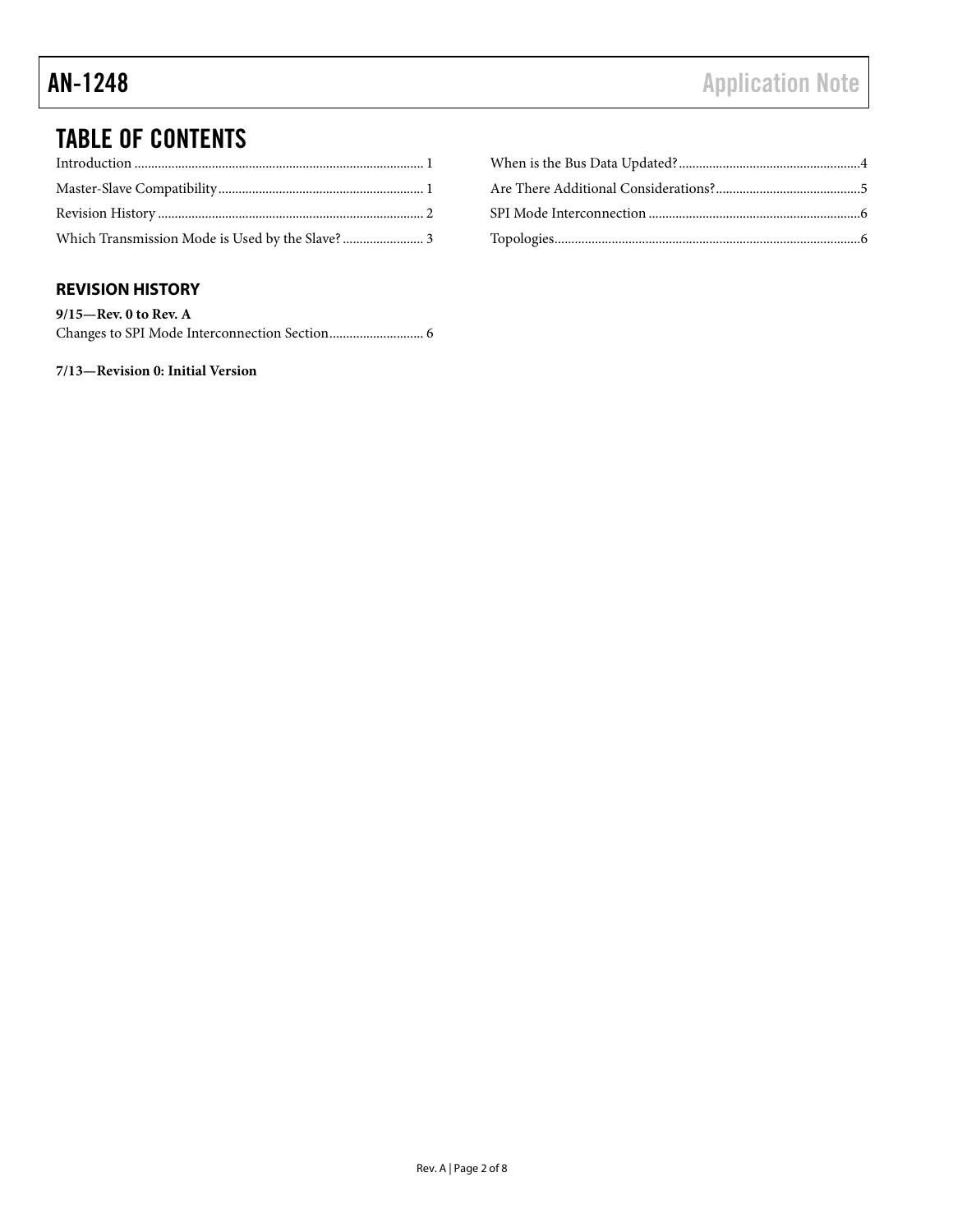## TABLE OF CONTENTS

Introduction .................................................................................... 1

Master-Slave Compatibility ............................................................ 1

Revision History .............................................................................. 2

Which Transmission Mode is Used by the Slave? ........................ 3

When is the Bus Data Updated? ..................................................... 4

Are There Additional Considerations? .......................................... 5

SPI Mode Interconnection .............................................................. 6

Topologies.......................................................................................... 6

### REVISION HISTORY

**9/15—Rev. 0 to Rev. A**

Changes to SPI Mode Interconnection Section ........................... 6

**7/13—Revision 0: Initial Version**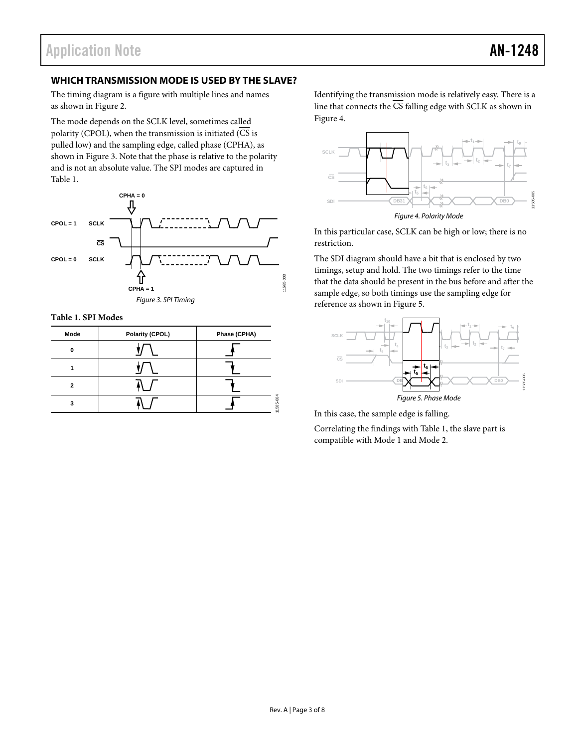## WHICH TRANSMISSION MODE IS USED BY THE SLAVE?

The timing diagram is a figure with multiple lines and names as shown in Figure 2.

The mode depends on the SCLK level, sometimes called polarity (CPOL), when the transmission is initiated ($\overline{CS}$ is pulled low) and the sampling edge, called phase (CPHA), as shown in Figure 3. Note that the phase is relative to the polarity and is not an absolute value. The SPI modes are captured in Table 1.

*Figure 3. SPI Timing*

**Table 1. SPI Modes**

| Mode | Polarity (CPOL) | Phase (CPHA) |
|---|---|---|
| 0 | | |
| 1 | | |
| 2 | | |
| 3 | | |

Identifying the transmission mode is relatively easy. There is a line that connects the $\overline{CS}$ falling edge with SCLK as shown in Figure 4.

*Figure 4. Polarity Mode*

In this particular case, SCLK can be high or low; there is no restriction.

The SDI diagram should have a bit that is enclosed by two timings, setup and hold. The two timings refer to the time that the data should be present in the bus before and after the sample edge, so both timings use the sampling edge for reference as shown in Figure 5.

*Figure 5. Phase Mode*

In this case, the sample edge is falling.

Correlating the findings with Table 1, the slave part is compatible with Mode 1 and Mode 2.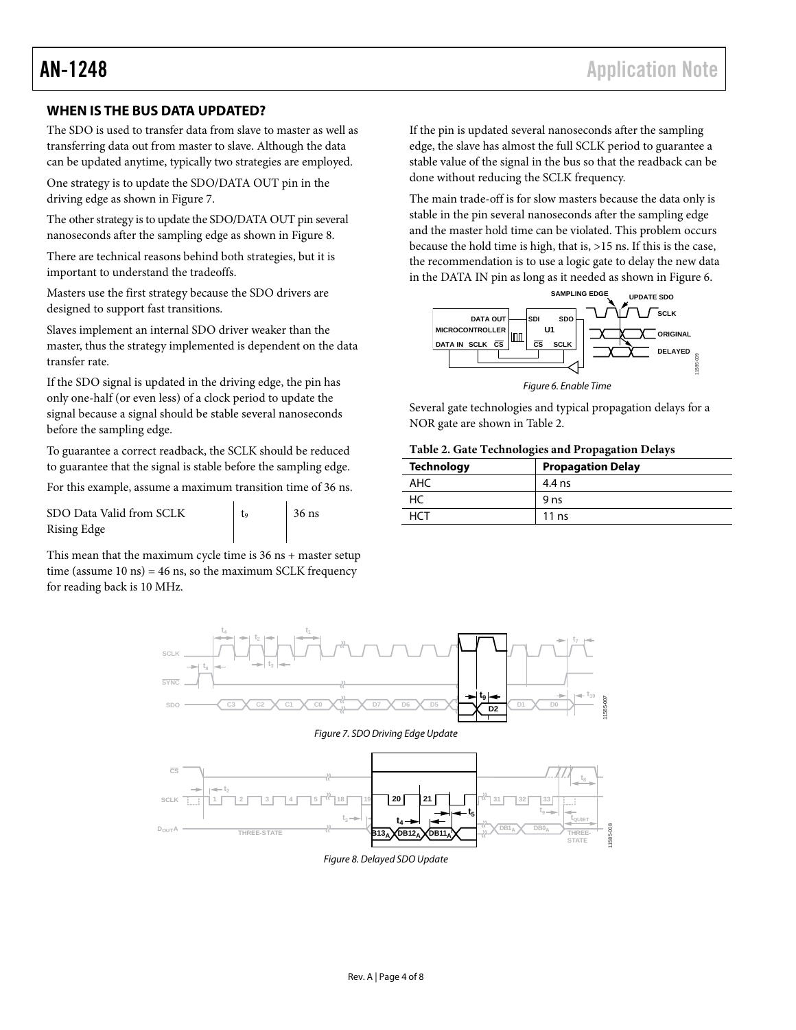## WHEN IS THE BUS DATA UPDATED?

The SDO is used to transfer data from slave to master as well as transferring data out from master to slave. Although the data can be updated anytime, typically two strategies are employed.

One strategy is to update the SDO/DATA OUT pin in the driving edge as shown in Figure 7.

The other strategy is to update the SDO/DATA OUT pin several nanoseconds after the sampling edge as shown in Figure 8.

There are technical reasons behind both strategies, but it is important to understand the tradeoffs.

Masters use the first strategy because the SDO drivers are designed to support fast transitions.

Slaves implement an internal SDO driver weaker than the master, thus the strategy implemented is dependent on the data transfer rate.

If the SDO signal is updated in the driving edge, the pin has only one-half (or even less) of a clock period to update the signal because a signal should be stable several nanoseconds before the sampling edge.

To guarantee a correct readback, the SCLK should be reduced to guarantee that the signal is stable before the sampling edge.

For this example, assume a maximum transition time of 36 ns.

| | | |
|---|---|---|
| SDO Data Valid from SCLK Rising Edge | $t_9$ | 36 ns |

This mean that the maximum cycle time is 36 ns + master setup time (assume 10 ns) = 46 ns, so the maximum SCLK frequency for reading back is 10 MHz.

If the pin is updated several nanoseconds after the sampling edge, the slave has almost the full SCLK period to guarantee a stable value of the signal in the bus so that the readback can be done without reducing the SCLK frequency.

The main trade-off is for slow masters because the data only is stable in the pin several nanoseconds after the sampling edge and the master hold time can be violated. This problem occurs because the hold time is high, that is, >15 ns. If this is the case, the recommendation is to use a logic gate to delay the new data in the DATA IN pin as long as it needed as shown in Figure 6.

*Figure 6. Enable Time*

Several gate technologies and typical propagation delays for a NOR gate are shown in Table 2.

**Table 2. Gate Technologies and Propagation Delays**

| Technology | Propagation Delay |
|---|---|
| AHC | 4.4 ns |
| HC | 9 ns |
| HCT | 11 ns |

*Figure 7. SDO Driving Edge Update*

*Figure 8. Delayed SDO Update*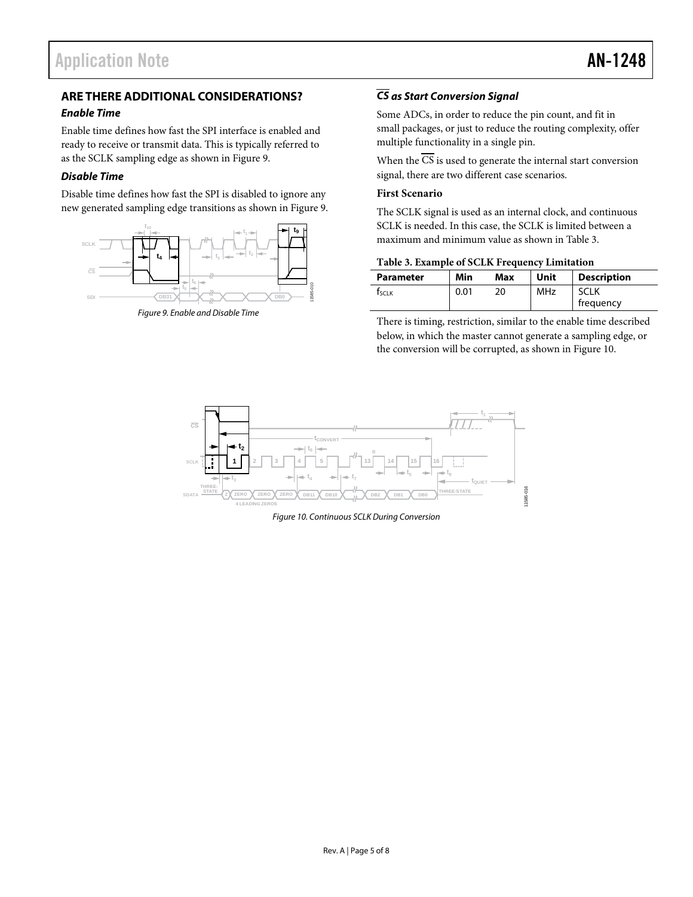## ARE THERE ADDITIONAL CONSIDERATIONS?

### *Enable Time*

Enable time defines how fast the SPI interface is enabled and ready to receive or transmit data. This is typically referred to as the SCLK sampling edge as shown in Figure 9.

### *Disable Time*

Disable time defines how fast the SPI is disabled to ignore any new generated sampling edge transitions as shown in Figure 9.

*Figure 9. Enable and Disable Time*

### *$\overline{CS}$ as Start Conversion Signal*

Some ADCs, in order to reduce the pin count, and fit in small packages, or just to reduce the routing complexity, offer multiple functionality in a single pin.

When the $\overline{CS}$ is used to generate the internal start conversion signal, there are two different case scenarios.

**First Scenario**

The SCLK signal is used as an internal clock, and continuous SCLK is needed. In this case, the SCLK is limited between a maximum and minimum value as shown in Table 3.

**Table 3. Example of SCLK Frequency Limitation**

| Parameter | Min | Max | Unit | Description |
|---|---|---|---|---|
| $f_{SCLK}$ | 0.01 | 20 | MHz | SCLK frequency |

There is timing, restriction, similar to the enable time described below, in which the master cannot generate a sampling edge, or the conversion will be corrupted, as shown in Figure 10.

*Figure 10. Continuous SCLK During Conversion*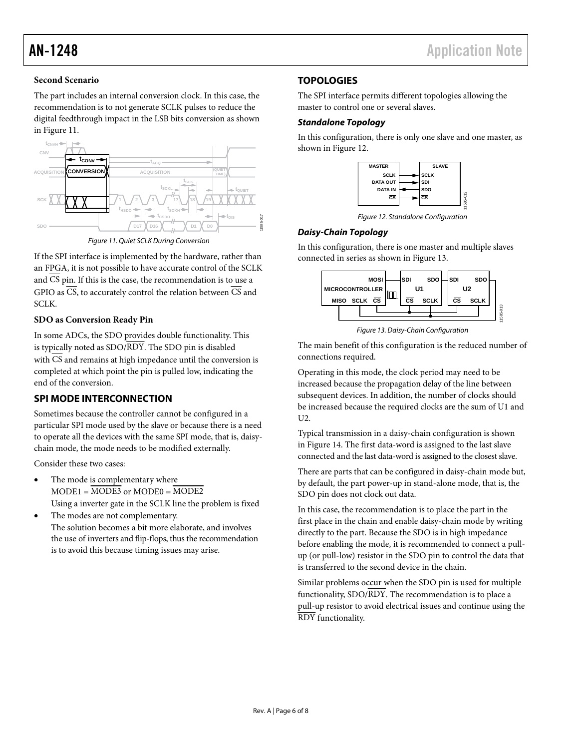### Second Scenario

The part includes an internal conversion clock. In this case, the recommendation is to not generate SCLK pulses to reduce the digital feedthrough impact in the LSB bits conversion as shown in Figure 11.

Figure 11. Quiet SCLK During Conversion

If the SPI interface is implemented by the hardware, rather than an FPGA, it is not possible to have accurate control of the SCLK and $\overline{CS}$ pin. If this is the case, the recommendation is to use a GPIO as $\overline{CS}$, to accurately control the relation between $\overline{CS}$ and SCLK.

### SDO as Conversion Ready Pin

In some ADCs, the SDO provides double functionality. This is typically noted as SDO/$\overline{RDY}$. The SDO pin is disabled with $\overline{CS}$ and remains at high impedance until the conversion is completed at which point the pin is pulled low, indicating the end of the conversion.

## SPI MODE INTERCONNECTION

Sometimes because the controller cannot be configured in a particular SPI mode used by the slave or because there is a need to operate all the devices with the same SPI mode, that is, daisy-chain mode, the mode needs to be modified externally.

Consider these two cases:

- The mode is complementary where MODE1 = $\overline{MODE3}$ or MODE0 = $\overline{MODE2}$
  Using a inverter gate in the SCLK line the problem is fixed
- The modes are not complementary.
  The solution becomes a bit more elaborate, and involves the use of inverters and flip-flops, thus the recommendation is to avoid this because timing issues may arise.

## TOPOLOGIES

The SPI interface permits different topologies allowing the master to control one or several slaves.

### *Standalone Topology*

In this configuration, there is only one slave and one master, as shown in Figure 12.

Figure 12. Standalone Configuration

### *Daisy-Chain Topology*

In this configuration, there is one master and multiple slaves connected in series as shown in Figure 13.

Figure 13. Daisy-Chain Configuration

The main benefit of this configuration is the reduced number of connections required.

Operating in this mode, the clock period may need to be increased because the propagation delay of the line between subsequent devices. In addition, the number of clocks should be increased because the required clocks are the sum of U1 and U2.

Typical transmission in a daisy-chain configuration is shown in Figure 14. The first data-word is assigned to the last slave connected and the last data-word is assigned to the closest slave.

There are parts that can be configured in daisy-chain mode but, by default, the part power-up in stand-alone mode, that is, the SDO pin does not clock out data.

In this case, the recommendation is to place the part in the first place in the chain and enable daisy-chain mode by writing directly to the part. Because the SDO is in high impedance before enabling the mode, it is recommended to connect a pull-up (or pull-low) resistor in the SDO pin to control the data that is transferred to the second device in the chain.

Similar problems occur when the SDO pin is used for multiple functionality, SDO/$\overline{RDY}$. The recommendation is to place a pull-up resistor to avoid electrical issues and continue using the $\overline{RDY}$ functionality.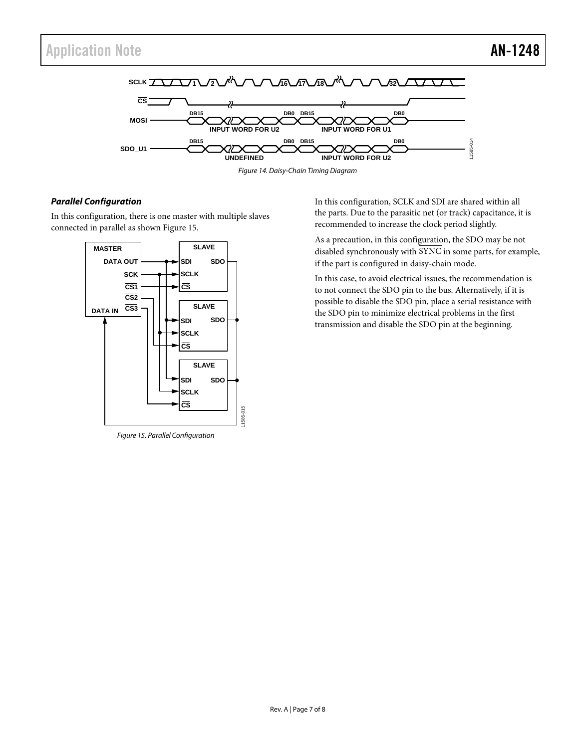Figure 14. Daisy-Chain Timing Diagram

*Parallel Configuration*

In this configuration, there is one master with multiple slaves connected in parallel as shown Figure 15.

Figure 15. Parallel Configuration

In this configuration, SCLK and SDI are shared within all the parts. Due to the parasitic net (or track) capacitance, it is recommended to increase the clock period slightly.

As a precaution, in this configuration, the SDO may be not disabled synchronously with $\overline{\text{SYNC}}$ in some parts, for example, if the part is configured in daisy-chain mode.

In this case, to avoid electrical issues, the recommendation is to not connect the SDO pin to the bus. Alternatively, if it is possible to disable the SDO pin, place a serial resistance with the SDO pin to minimize electrical problems in the first transmission and disable the SDO pin at the beginning.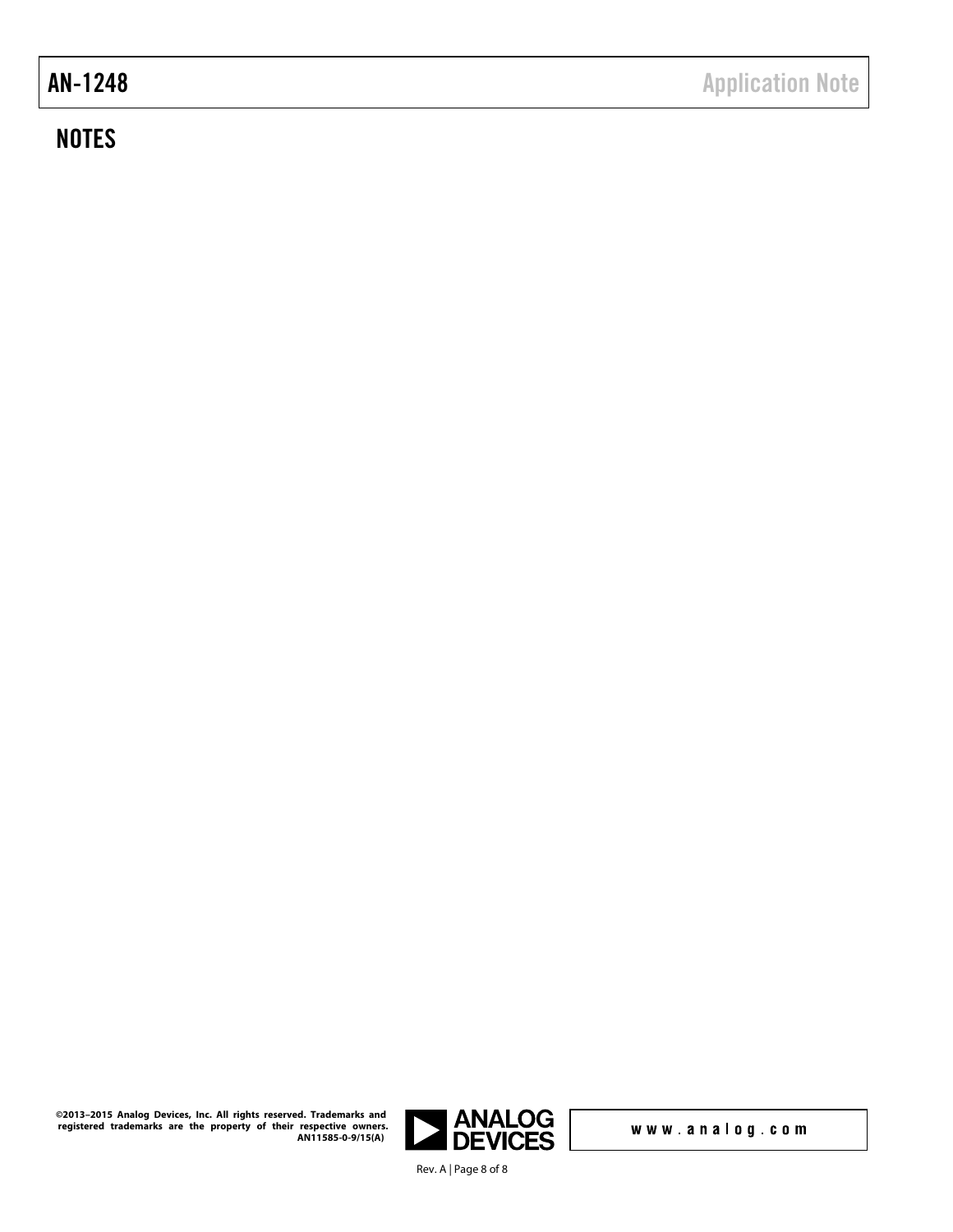## NOTES

©2013–2015 Analog Devices, Inc. All rights reserved. Trademarks and registered trademarks are the property of their respective owners.
AN11585-0-9/15(A)

www.analog.com